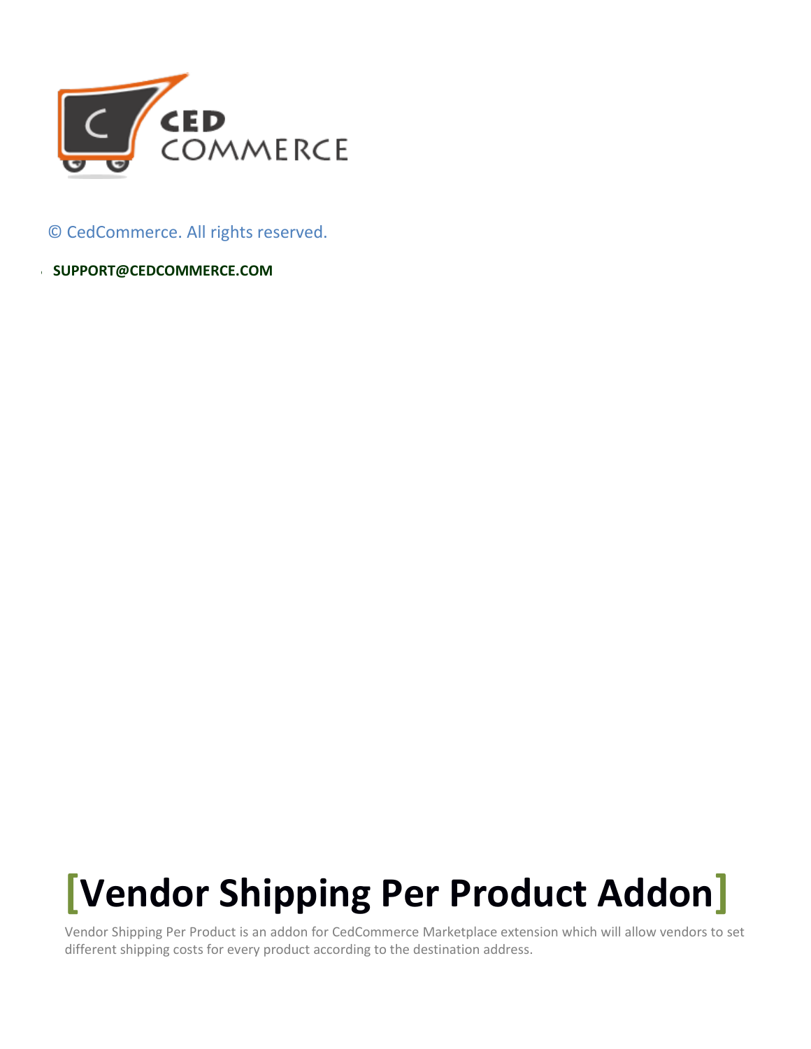© CedCommerce. All rights reserved.

**SUPPORT@CEDCOMMERCE.COM**

# [Vendor Shipping Per Product Addon]

Vendor Shipping Per Product is an addon for CedCommerce Marketplace extension which will allow vendors to set different shipping costs for every product according to the destination address.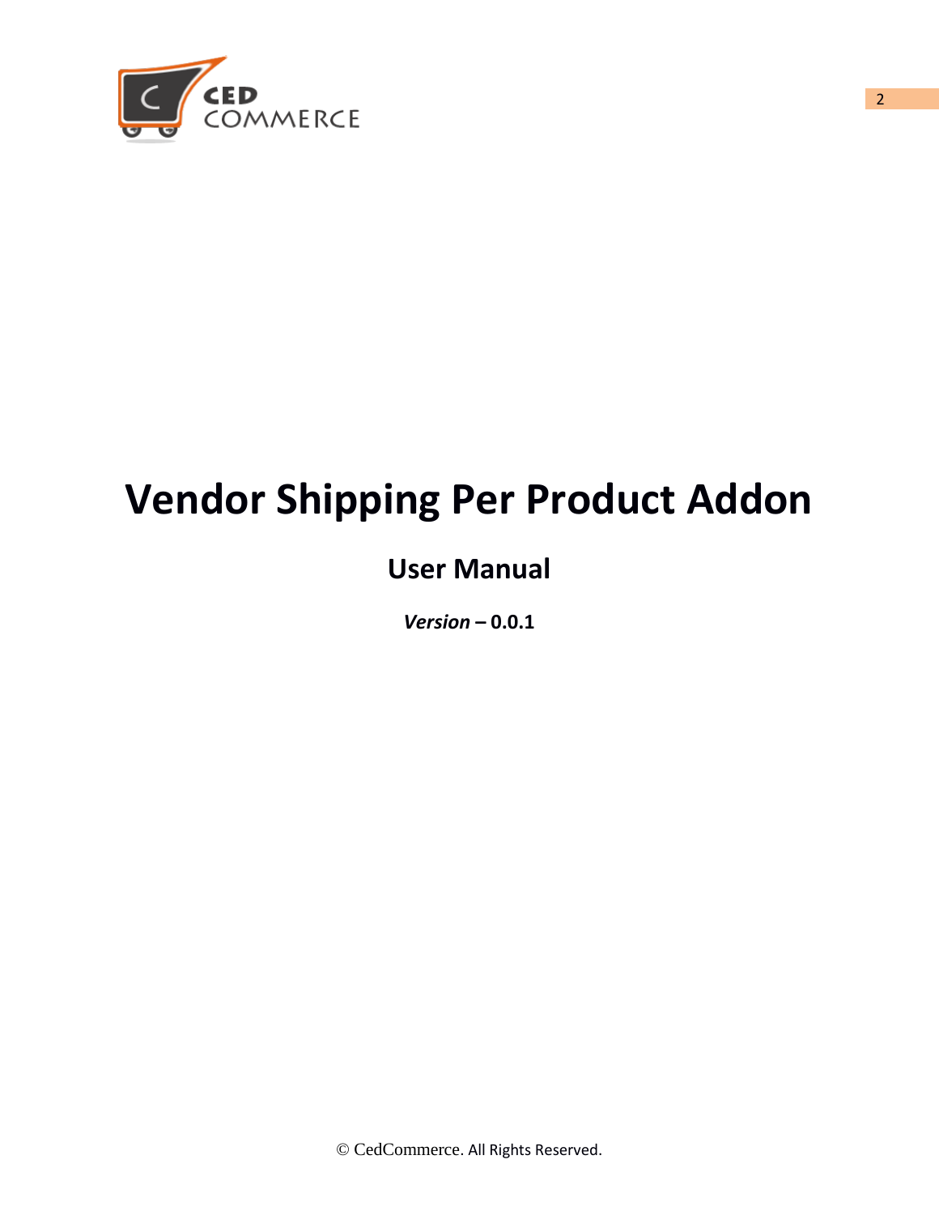# Vendor Shipping Per Product Addon

## User Manual

***Version* – 0.0.1**

© CedCommerce. All Rights Reserved.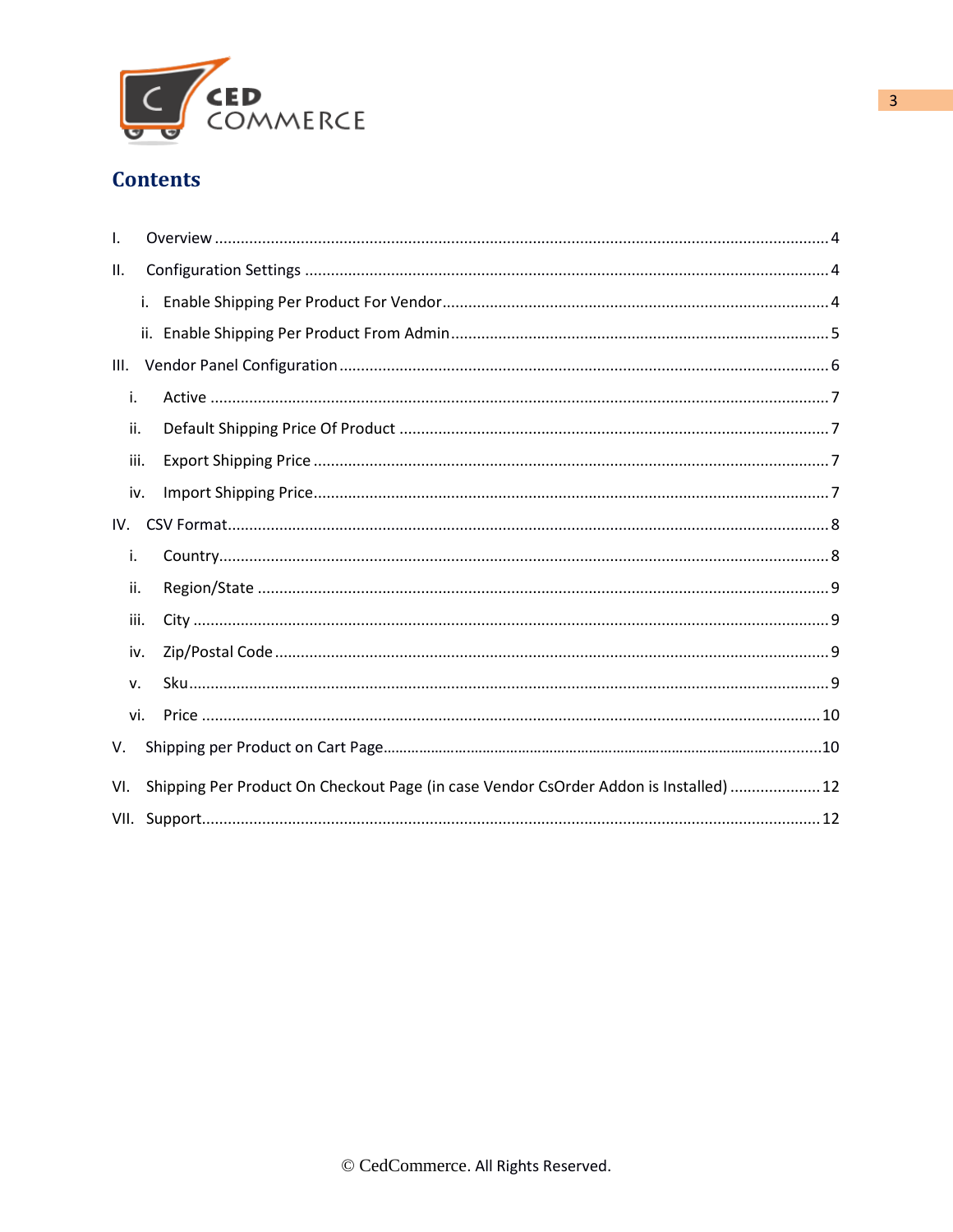# Contents

I. Overview ........................................ 4

II. Configuration Settings ........................................ 4

  i. Enable Shipping Per Product For Vendor ........................................ 4

  ii. Enable Shipping Per Product From Admin ........................................ 5

III. Vendor Panel Configuration ........................................ 6

  i. Active ........................................ 7

  ii. Default Shipping Price Of Product ........................................ 7

  iii. Export Shipping Price ........................................ 7

  iv. Import Shipping Price ........................................ 7

IV. CSV Format ........................................ 8

  i. Country ........................................ 8

  ii. Region/State ........................................ 9

  iii. City ........................................ 9

  iv. Zip/Postal Code ........................................ 9

  v. Sku ........................................ 9

  vi. Price ........................................ 10

V. Shipping per Product on Cart Page ........................................ 10

VI. Shipping Per Product On Checkout Page (in case Vendor CsOrder Addon is Installed) ........................................ 12

VII. Support ........................................ 12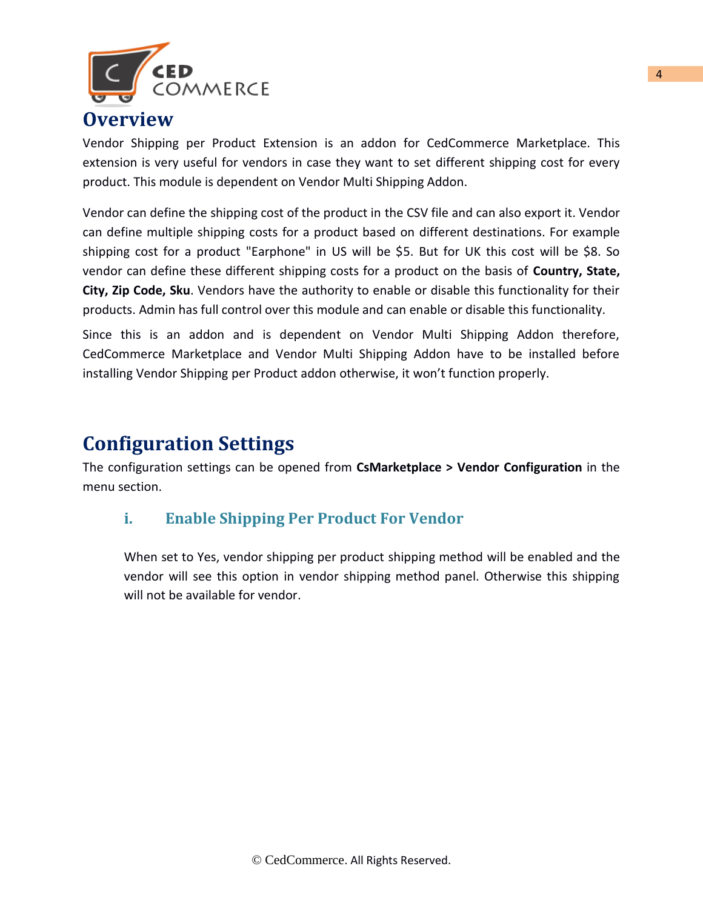# Overview

Vendor Shipping per Product Extension is an addon for CedCommerce Marketplace. This extension is very useful for vendors in case they want to set different shipping cost for every product. This module is dependent on Vendor Multi Shipping Addon.

Vendor can define the shipping cost of the product in the CSV file and can also export it. Vendor can define multiple shipping costs for a product based on different destinations. For example shipping cost for a product "Earphone" in US will be $5. But for UK this cost will be $8. So vendor can define these different shipping costs for a product on the basis of **Country, State, City, Zip Code, Sku**. Vendors have the authority to enable or disable this functionality for their products. Admin has full control over this module and can enable or disable this functionality.

Since this is an addon and is dependent on Vendor Multi Shipping Addon therefore, CedCommerce Marketplace and Vendor Multi Shipping Addon have to be installed before installing Vendor Shipping per Product addon otherwise, it won't function properly.

# Configuration Settings

The configuration settings can be opened from **CsMarketplace > Vendor Configuration** in the menu section.

## i. Enable Shipping Per Product For Vendor

When set to Yes, vendor shipping per product shipping method will be enabled and the vendor will see this option in vendor shipping method panel. Otherwise this shipping will not be available for vendor.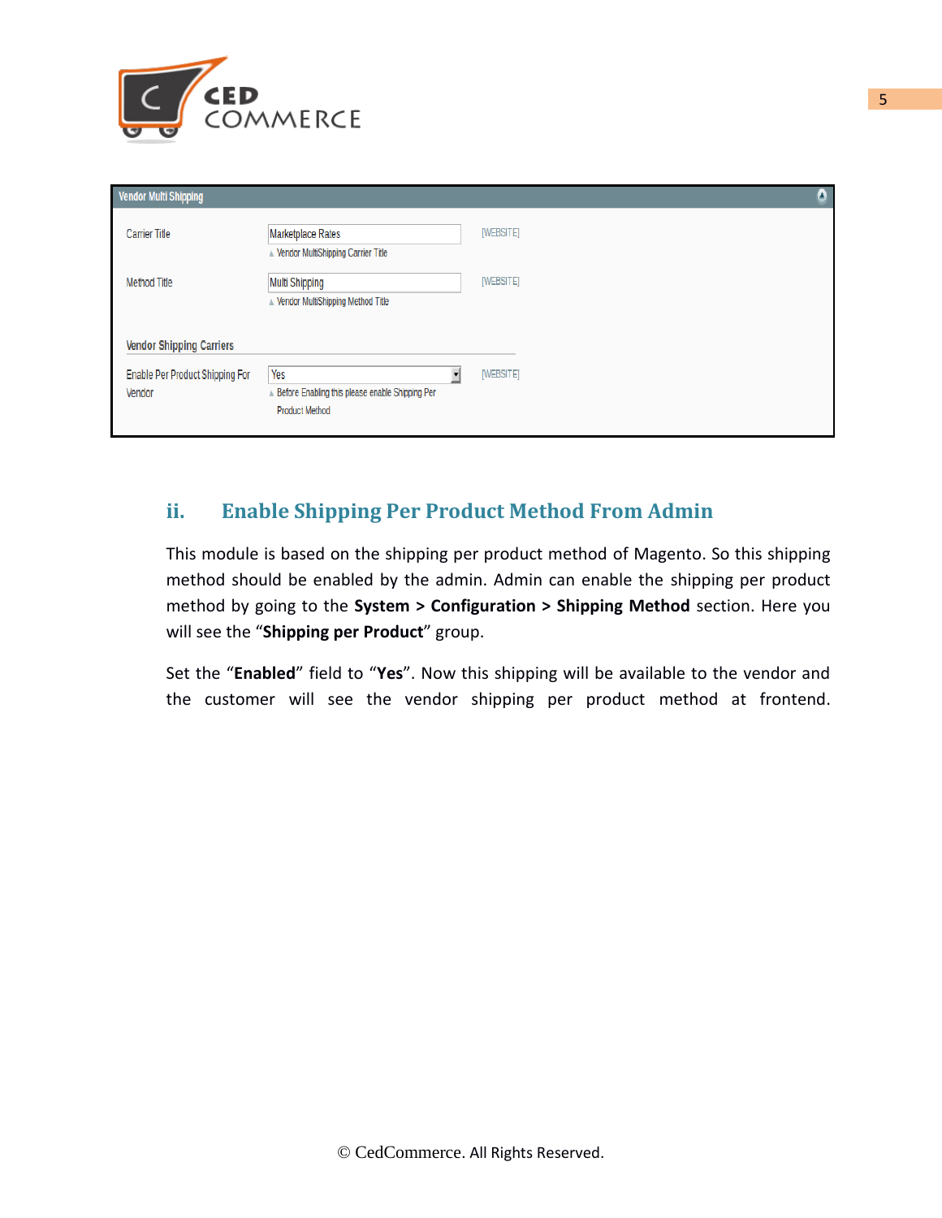| Vendor Multi Shipping | | |
|---|---|---|
| Carrier Title | Marketplace Rates<br>▲ Vendor MultiShipping Carrier Title | [WEBSITE] |
| Method Title | Multi Shipping<br>▲ Vendor MultiShipping Method Title | [WEBSITE] |
| **Vendor Shipping Carriers** | | |
| Enable Per Product Shipping For Vendor | Yes<br>▲ Before Enabling this please enable Shipping Per Product Method | [WEBSITE] |

## ii. Enable Shipping Per Product Method From Admin

This module is based on the shipping per product method of Magento. So this shipping method should be enabled by the admin. Admin can enable the shipping per product method by going to the **System > Configuration > Shipping Method** section. Here you will see the "**Shipping per Product**" group.

Set the "**Enabled**" field to "**Yes**". Now this shipping will be available to the vendor and the customer will see the vendor shipping per product method at frontend.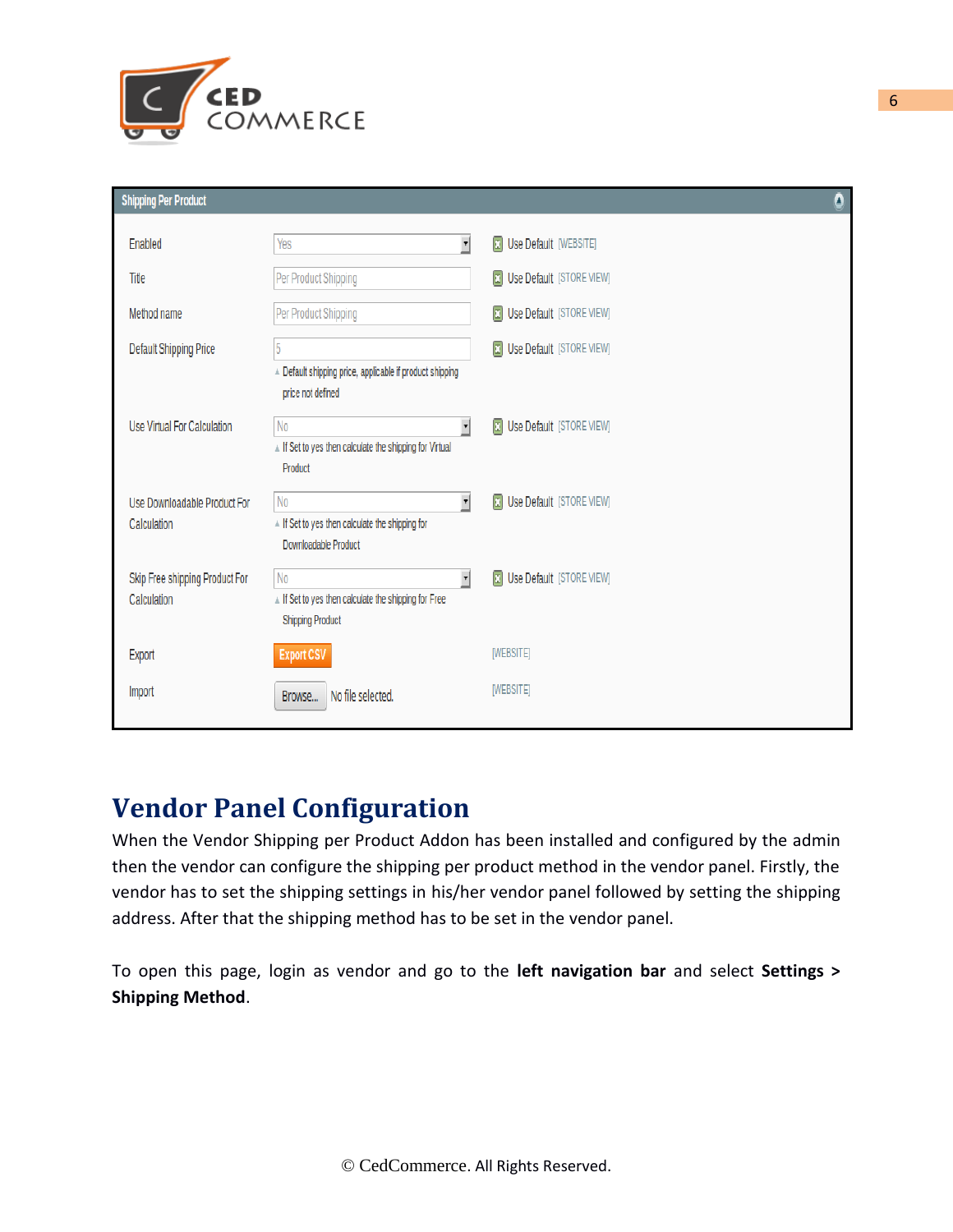**Shipping Per Product**

| | | |
|---|---|---|
| Enabled | Yes | Use Default [WEBSITE] |
| Title | Per Product Shipping | Use Default [STORE VIEW] |
| Method name | Per Product Shipping | Use Default [STORE VIEW] |
| Default Shipping Price | 5 <br> Default shipping price, applicable if product shipping price not defined | Use Default [STORE VIEW] |
| Use Virtual For Calculation | No <br> If Set to yes then calculate the shipping for Virtual Product | Use Default [STORE VIEW] |
| Use Downloadable Product For Calculation | No <br> If Set to yes then calculate the shipping for Downloadable Product | Use Default [STORE VIEW] |
| Skip Free shipping Product For Calculation | No <br> If Set to yes then calculate the shipping for Free Shipping Product | Use Default [STORE VIEW] |
| Export | Export CSV | [WEBSITE] |
| Import | Browse... No file selected. | [WEBSITE] |

# Vendor Panel Configuration

When the Vendor Shipping per Product Addon has been installed and configured by the admin then the vendor can configure the shipping per product method in the vendor panel. Firstly, the vendor has to set the shipping settings in his/her vendor panel followed by setting the shipping address. After that the shipping method has to be set in the vendor panel.

To open this page, login as vendor and go to the **left navigation bar** and select **Settings > Shipping Method**.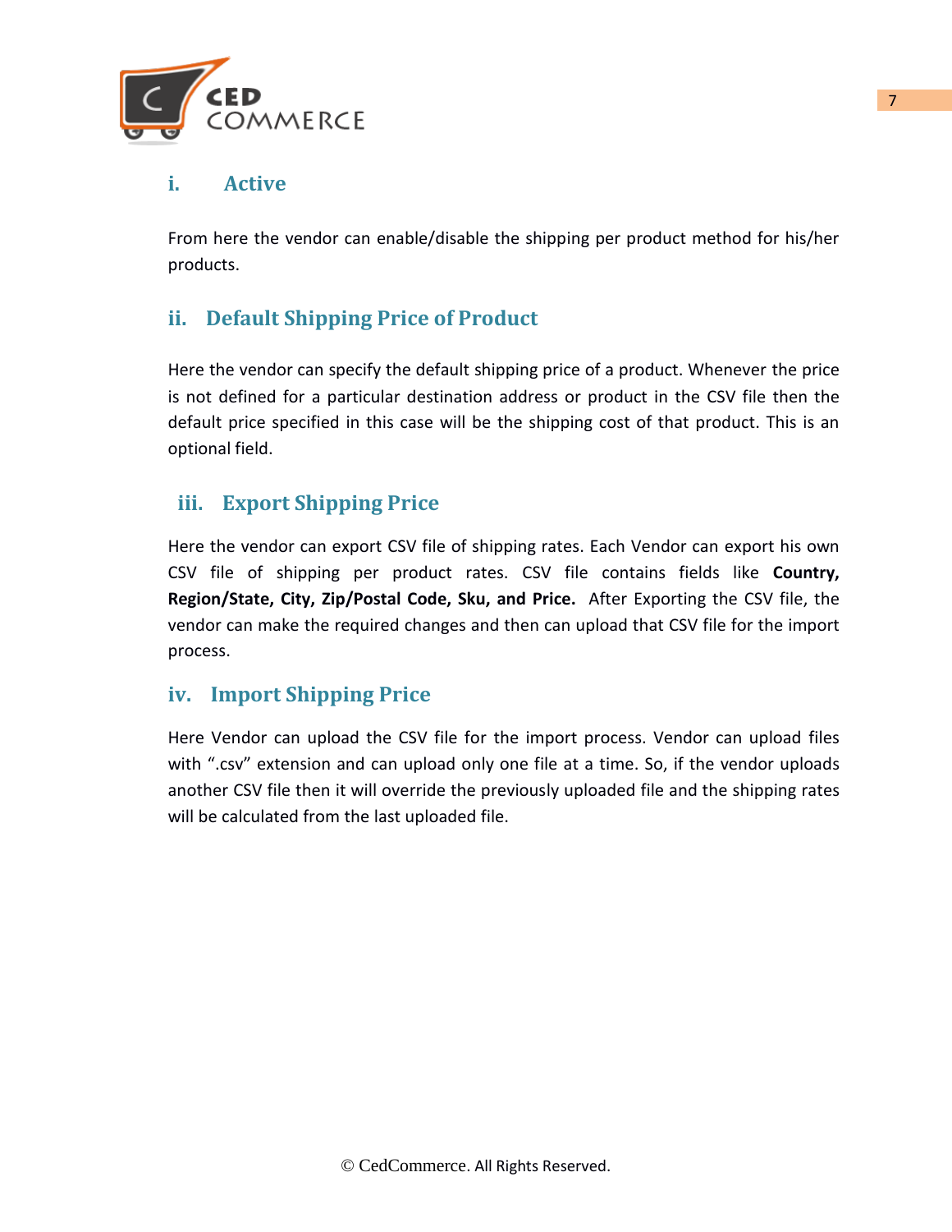### i. Active

From here the vendor can enable/disable the shipping per product method for his/her products.

### ii. Default Shipping Price of Product

Here the vendor can specify the default shipping price of a product. Whenever the price is not defined for a particular destination address or product in the CSV file then the default price specified in this case will be the shipping cost of that product. This is an optional field.

### iii. Export Shipping Price

Here the vendor can export CSV file of shipping rates. Each Vendor can export his own CSV file of shipping per product rates. CSV file contains fields like **Country, Region/State, City, Zip/Postal Code, Sku, and Price.** After Exporting the CSV file, the vendor can make the required changes and then can upload that CSV file for the import process.

### iv. Import Shipping Price

Here Vendor can upload the CSV file for the import process. Vendor can upload files with ".csv" extension and can upload only one file at a time. So, if the vendor uploads another CSV file then it will override the previously uploaded file and the shipping rates will be calculated from the last uploaded file.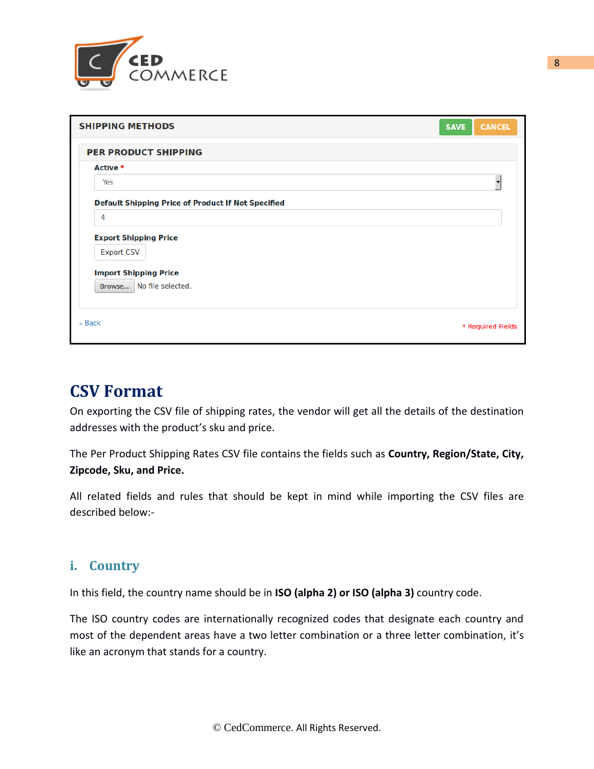SHIPPING METHODS

SAVE CANCEL

PER PRODUCT SHIPPING

Active *

Yes

Default Shipping Price of Product If Not Specified

4

Export Shipping Price

Export CSV

Import Shipping Price

Browse... No file selected.

« Back

* Required Fields

# CSV Format

On exporting the CSV file of shipping rates, the vendor will get all the details of the destination addresses with the product's sku and price.

The Per Product Shipping Rates CSV file contains the fields such as **Country, Region/State, City, Zipcode, Sku, and Price.**

All related fields and rules that should be kept in mind while importing the CSV files are described below:-

## i. Country

In this field, the country name should be in **ISO (alpha 2) or ISO (alpha 3)** country code.

The ISO country codes are internationally recognized codes that designate each country and most of the dependent areas have a two letter combination or a three letter combination, it's like an acronym that stands for a country.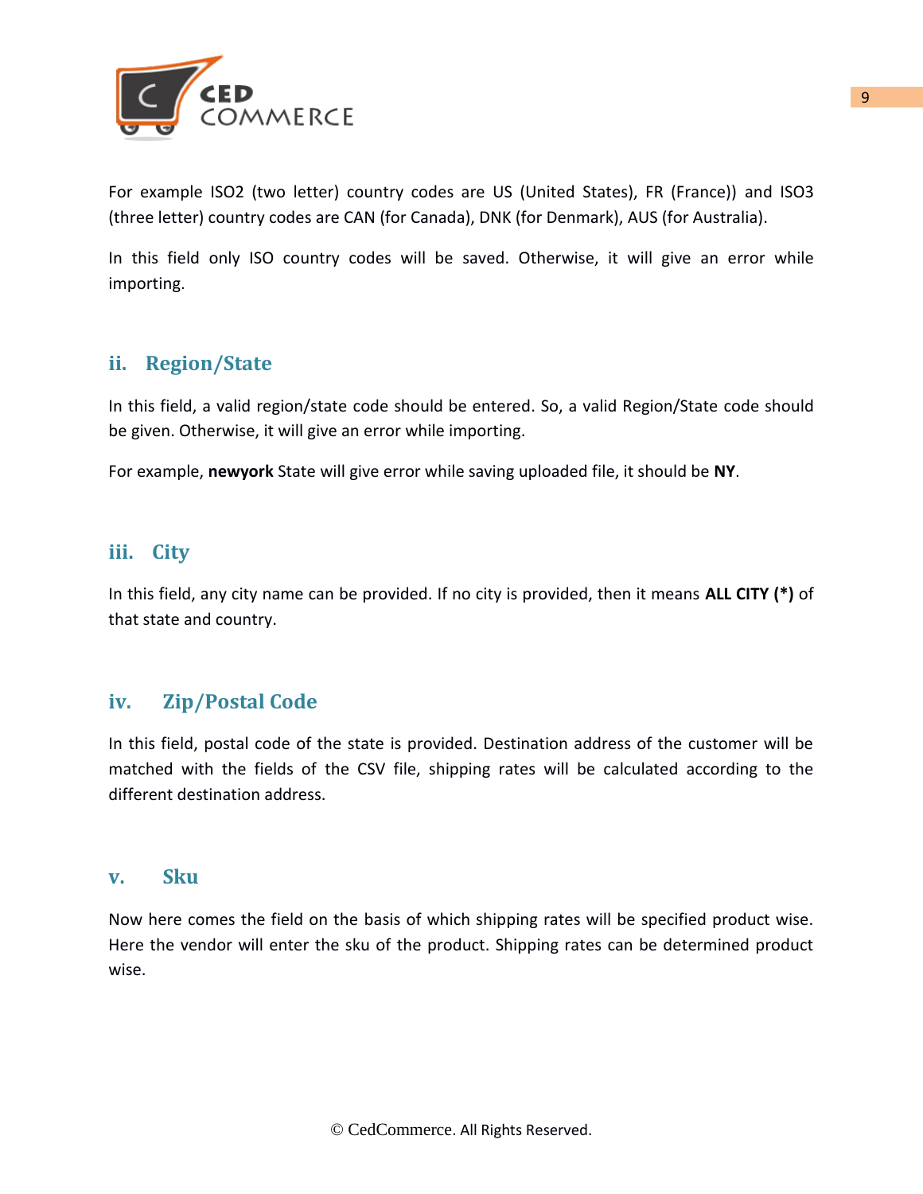For example ISO2 (two letter) country codes are US (United States), FR (France)) and ISO3 (three letter) country codes are CAN (for Canada), DNK (for Denmark), AUS (for Australia).

In this field only ISO country codes will be saved. Otherwise, it will give an error while importing.

### ii. Region/State

In this field, a valid region/state code should be entered. So, a valid Region/State code should be given. Otherwise, it will give an error while importing.

For example, **newyork** State will give error while saving uploaded file, it should be **NY**.

### iii. City

In this field, any city name can be provided. If no city is provided, then it means **ALL CITY (*)** of that state and country.

### iv. Zip/Postal Code

In this field, postal code of the state is provided. Destination address of the customer will be matched with the fields of the CSV file, shipping rates will be calculated according to the different destination address.

### v. Sku

Now here comes the field on the basis of which shipping rates will be specified product wise. Here the vendor will enter the sku of the product. Shipping rates can be determined product wise.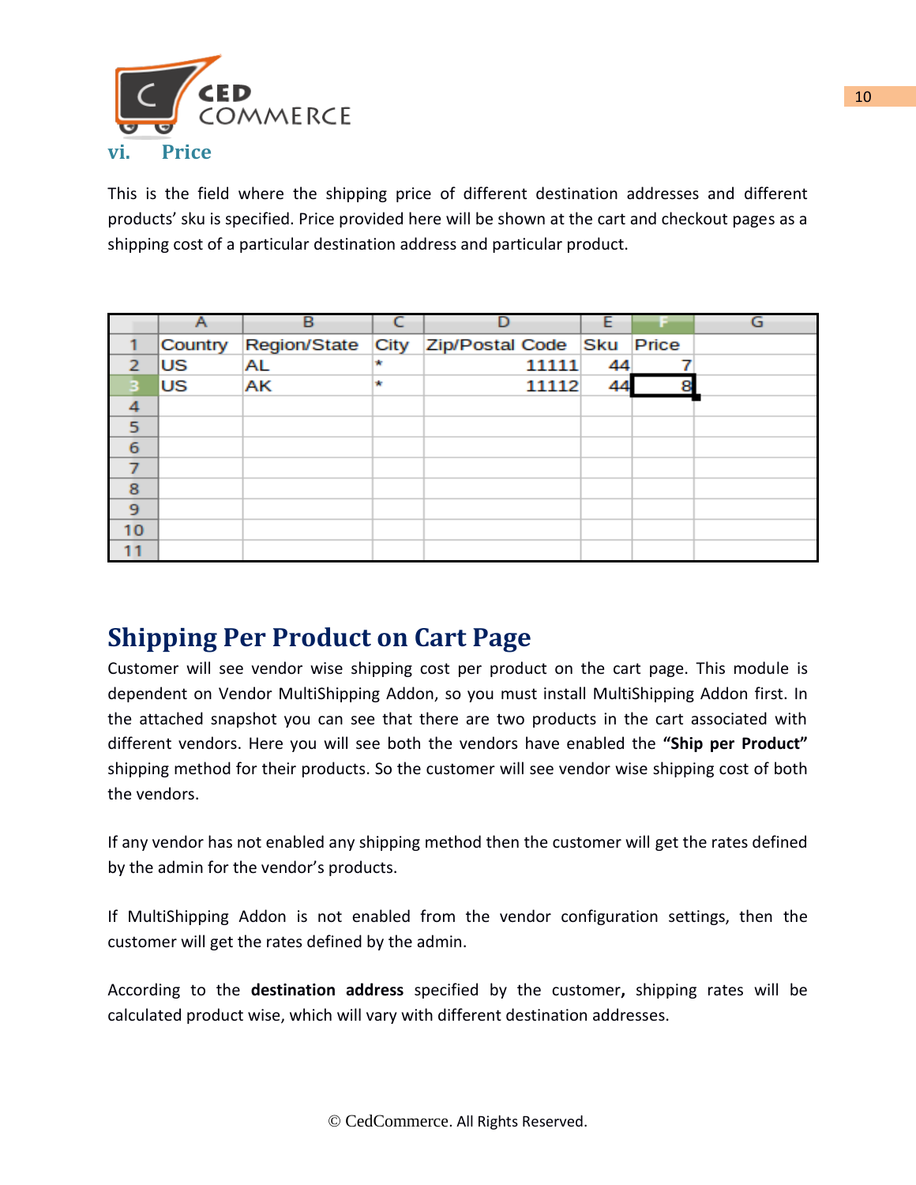### vi. Price

This is the field where the shipping price of different destination addresses and different products' sku is specified. Price provided here will be shown at the cart and checkout pages as a shipping cost of a particular destination address and particular product.

| Country | Region/State | City | Zip/Postal Code | Sku | Price |
|---|---|---|---|---|---|
| US | AL | * | 11111 | 44 | 7 |
| US | AK | * | 11112 | 44 | 8 |

## Shipping Per Product on Cart Page

Customer will see vendor wise shipping cost per product on the cart page. This module is dependent on Vendor MultiShipping Addon, so you must install MultiShipping Addon first. In the attached snapshot you can see that there are two products in the cart associated with different vendors. Here you will see both the vendors have enabled the **"Ship per Product"** shipping method for their products. So the customer will see vendor wise shipping cost of both the vendors.

If any vendor has not enabled any shipping method then the customer will get the rates defined by the admin for the vendor's products.

If MultiShipping Addon is not enabled from the vendor configuration settings, then the customer will get the rates defined by the admin.

According to the **destination address** specified by the customer**,** shipping rates will be calculated product wise, which will vary with different destination addresses.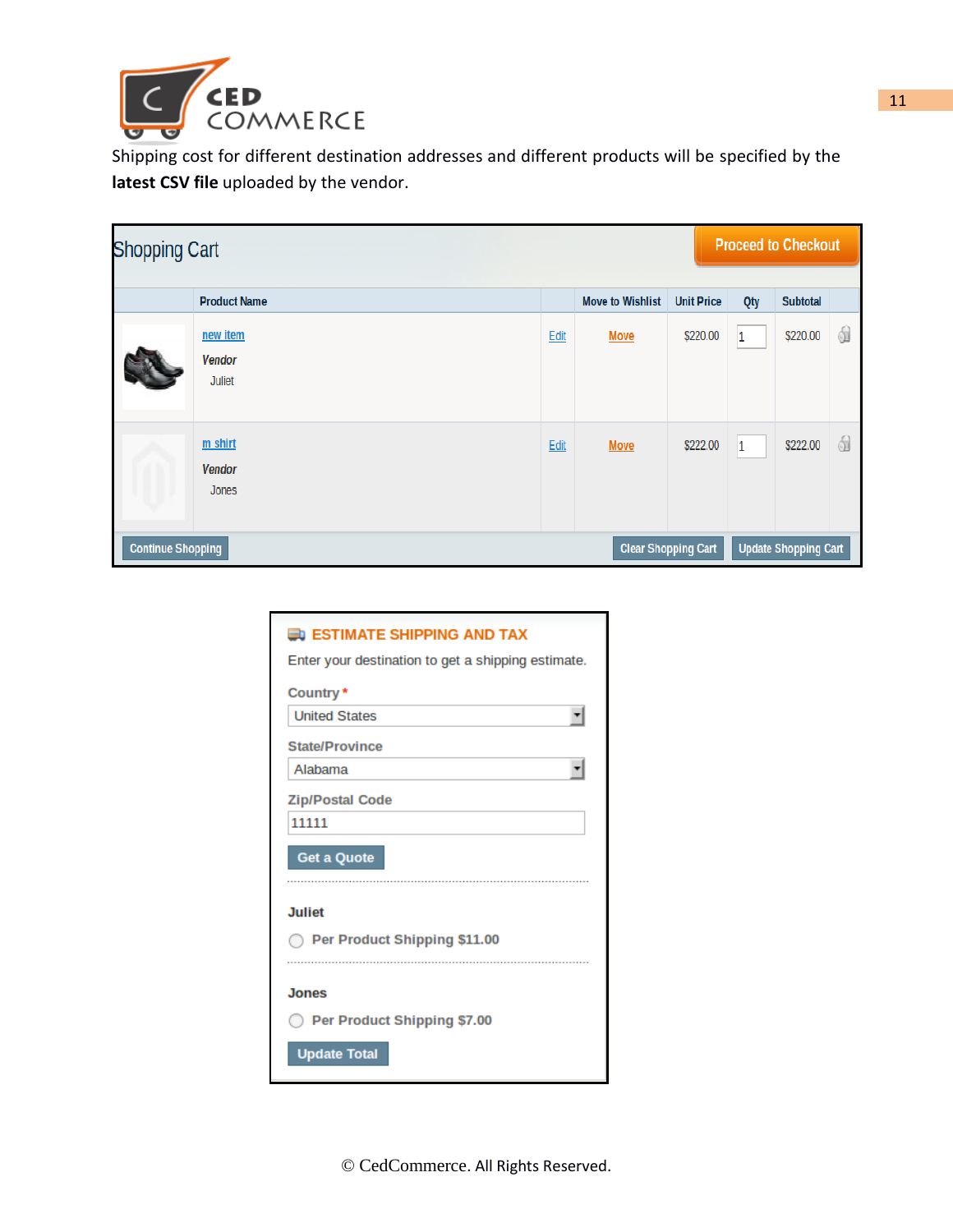Shipping cost for different destination addresses and different products will be specified by the **latest CSV file** uploaded by the vendor.

## Shopping Cart

Proceed to Checkout

| | Product Name | | Move to Wishlist | Unit Price | Qty | Subtotal | |
|---|---|---|---|---|---|---|---|
| | new item<br>Vendor<br>Juliet | Edit | Move | $220.00 | 1 | $220.00 | |
| | m shirt<br>Vendor<br>Jones | Edit | Move | $222.00 | 1 | $222.00 | |

Continue Shopping | Clear Shopping Cart | Update Shopping Cart

### ESTIMATE SHIPPING AND TAX

Enter your destination to get a shipping estimate.

Country *
United States

State/Province
Alabama

Zip/Postal Code
11111

Get a Quote

**Juliet**

- Per Product Shipping $11.00

**Jones**

- Per Product Shipping $7.00

Update Total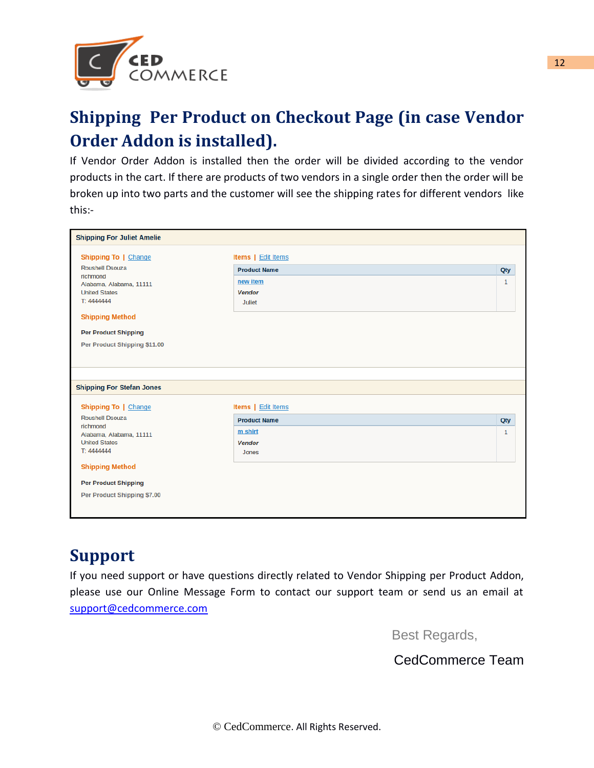# Shipping Per Product on Checkout Page (in case Vendor Order Addon is installed).

If Vendor Order Addon is installed then the order will be divided according to the vendor products in the cart. If there are products of two vendors in a single order then the order will be broken up into two parts and the customer will see the shipping rates for different vendors like this:-

**Shipping For Juliet Amelie**

Shipping To | Change

Roushell Dsouza
richmond
Alabama, Alabama, 11111
United States
T: 4444444

Shipping Method

Per Product Shipping

Per Product Shipping $11.00

Items | Edit Items

| Product Name | Qty |
| --- | --- |
| new item<br>*Vendor*<br>Juliet | 1 |

**Shipping For Stefan Jones**

Shipping To | Change

Roushell Dsouza
richmond
Alabama, Alabama, 11111
United States
T: 4444444

Shipping Method

Per Product Shipping

Per Product Shipping $7.00

Items | Edit Items

| Product Name | Qty |
| --- | --- |
| m shirt<br>*Vendor*<br>Jones | 1 |

# Support

If you need support or have questions directly related to Vendor Shipping per Product Addon, please use our Online Message Form to contact our support team or send us an email at support@cedcommerce.com

Best Regards,

CedCommerce Team

© CedCommerce. All Rights Reserved.